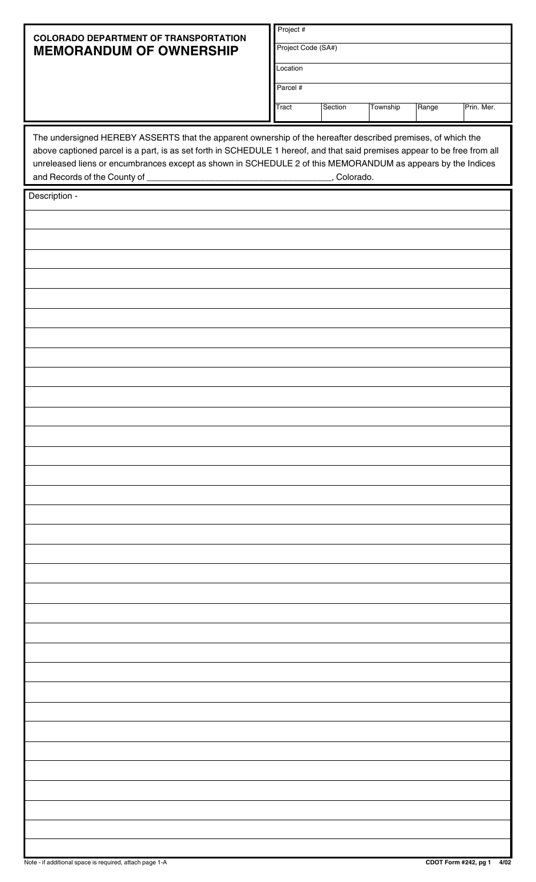**COLORADO DEPARTMENT OF TRANSPORTATION**

# MEMORANDUM OF OWNERSHIP

| Project # | | | | |
|---|---|---|---|---|
| Project Code (SA#) | | | | |
| Location | | | | |
| Parcel # | | | | |
| Tract | Section | Township | Range | Prin. Mer. |

The undersigned HEREBY ASSERTS that the apparent ownership of the hereafter described premises, of which the above captioned parcel is a part, is as set forth in SCHEDULE 1 hereof, and that said premises appear to be free from all unreleased liens or encumbrances except as shown in SCHEDULE 2 of this MEMORANDUM as appears by the Indices and Records of the County of ____________________________________, Colorado.

Description -

Note - if additional space is required, attach page 1-A

CDOT Form #242, pg 1 4/02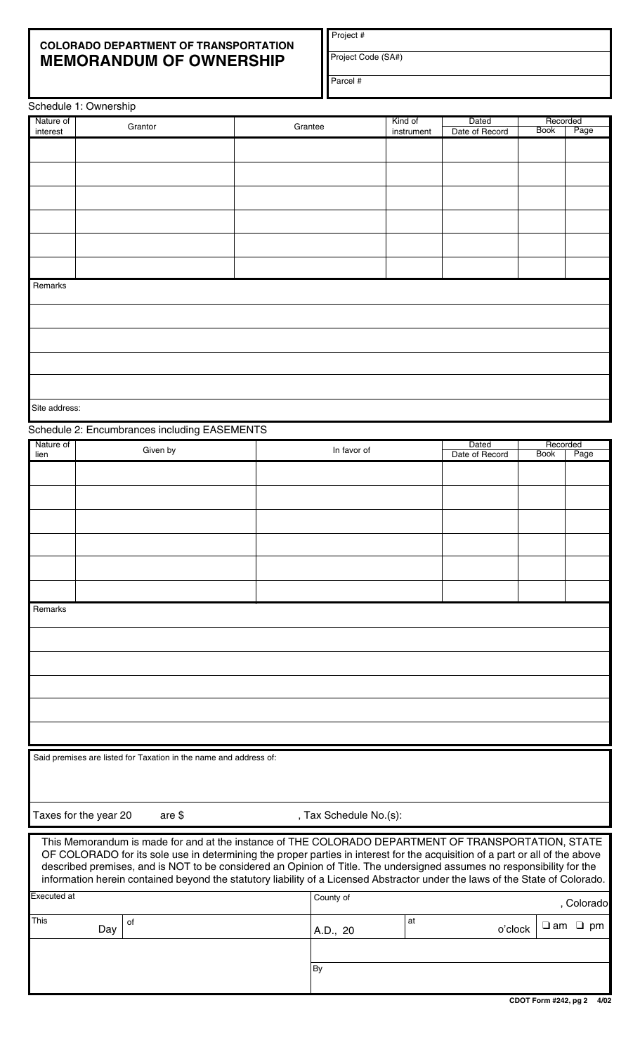# COLORADO DEPARTMENT OF TRANSPORTATION
## MEMORANDUM OF OWNERSHIP

Project #

Project Code (SA#)

Parcel #

Schedule 1: Ownership

| Nature of interest | Grantor | Grantee | Kind of instrument | Dated Date of Record | Recorded Book | Recorded Page |
|---|---|---|---|---|---|---|
| | | | | | | |
| | | | | | | |
| | | | | | | |
| | | | | | | |
| | | | | | | |
| | | | | | | |

Remarks

Site address:

Schedule 2: Encumbrances including EASEMENTS

| Nature of lien | Given by | In favor of | Dated Date of Record | Recorded Book | Recorded Page |
|---|---|---|---|---|---|
| | | | | | |
| | | | | | |
| | | | | | |
| | | | | | |
| | | | | | |
| | | | | | |

Remarks

Said premises are listed for Taxation in the name and address of:

Taxes for the year 20 are $ , Tax Schedule No.(s):

This Memorandum is made for and at the instance of THE COLORADO DEPARTMENT OF TRANSPORTATION, STATE OF COLORADO for its sole use in determining the proper parties in interest for the acquisition of a part or all of the above described premises, and is NOT to be considered an Opinion of Title. The undersigned assumes no responsibility for the information herein contained beyond the statutory liability of a Licensed Abstractor under the laws of the State of Colorado.

Executed at County of , Colorado

This Day of A.D., 20 at o'clock ❑ am ❑ pm

By

CDOT Form #242, pg 2 4/02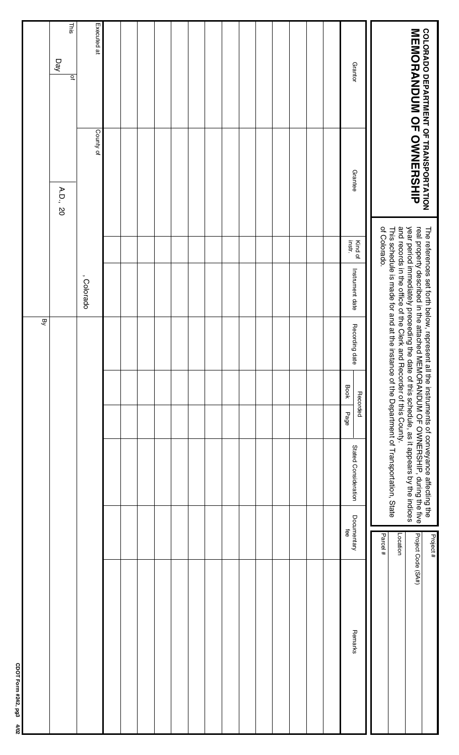# COLORADO DEPARTMENT OF TRANSPORTATION
# MEMORANDUM OF OWNERSHIP

The references set forth below, represent all the instruments of conveyance affecting the real property described in the attached MEMORANDUM OF OWNERSHIP, during the five year period immediately preceding the date of this schedule, as it appears by the indices and records in the office of the Clerk and Recorder of this County.
This schedule is made for and at the instance of the Department of Transportation, State of Colorado.

| | |
|---|---|
| Project # | |
| Project Code (SA#) | |
| Location | |
| Parcel # | |

| Grantor | Grantee | Kind of instr. | Instrument date | Recording date | Recorded | | Stated Consideration | Documentary fee | Remarks |
|---|---|---|---|---|---|---|---|---|---|
| | | | | | Book | Page | | | |
| | | | | | | | | | |
| | | | | | | | | | |
| | | | | | | | | | |
| | | | | | | | | | |
| | | | | | | | | | |
| | | | | | | | | | |
| | | | | | | | | | |
| | | | | | | | | | |
| | | | | | | | | | |
| | | | | | | | | | |
| | | | | | | | | | |
| | | | | | | | | | |
| | | | | | | | | | |
| | | | | | | | | | |
| | | | | | | | | | |
| | | | | | | | | | |

Executed at ______________ County of ______________ , Colorado

This ______ Day of ______________ A.D., 20____

By ______________

CDOT Form #242, pg3 4/02